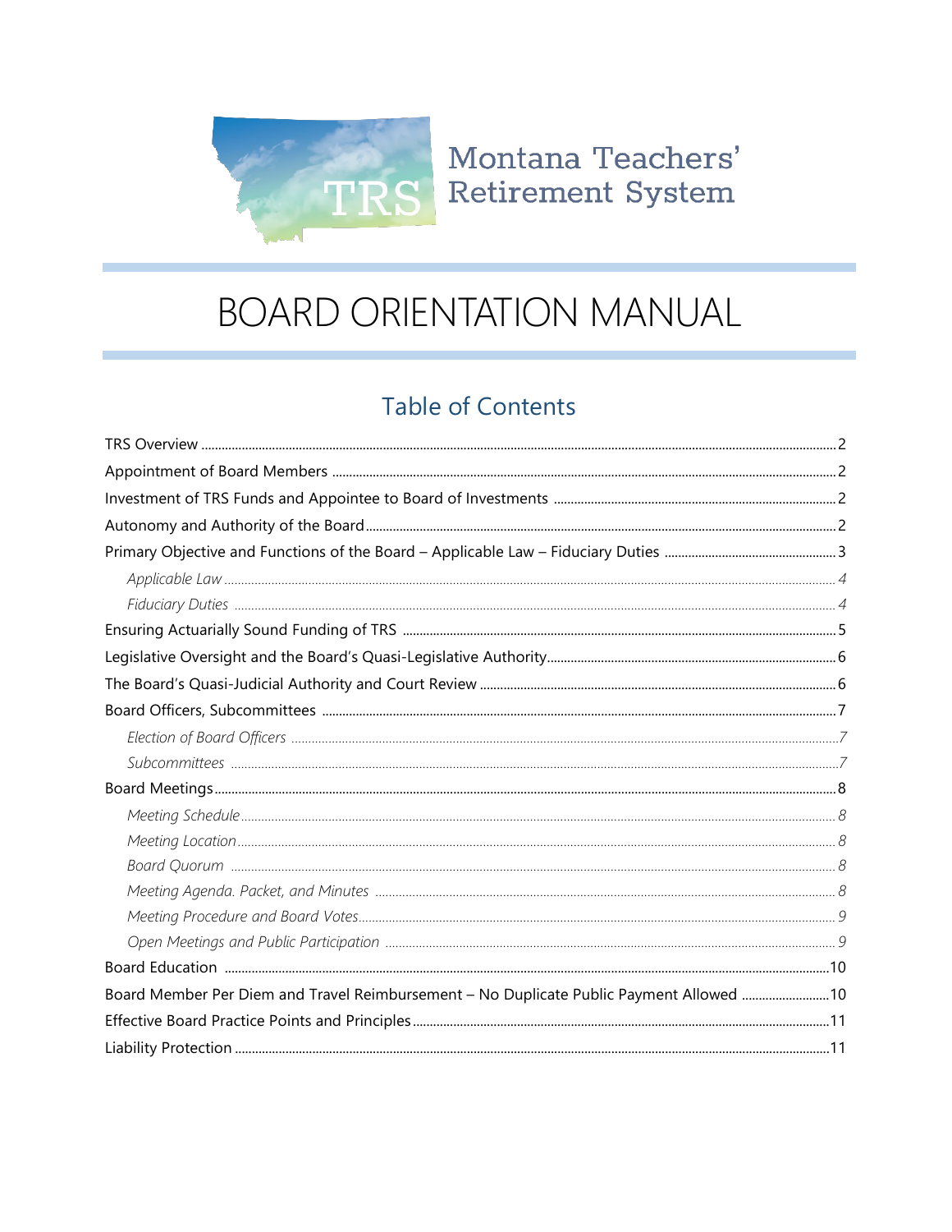Montana Teachers' Retirement System

# BOARD ORIENTATION MANUAL

## Table of Contents

TRS Overview ..... 2

Appointment of Board Members ..... 2

Investment of TRS Funds and Appointee to Board of Investments ..... 2

Autonomy and Authority of the Board ..... 2

Primary Objective and Functions of the Board – Applicable Law – Fiduciary Duties ..... 3

*Applicable Law ..... 4*

*Fiduciary Duties ..... 4*

Ensuring Actuarially Sound Funding of TRS ..... 5

Legislative Oversight and the Board's Quasi-Legislative Authority ..... 6

The Board's Quasi-Judicial Authority and Court Review ..... 6

Board Officers, Subcommittees ..... 7

*Election of Board Officers ..... 7*

*Subcommittees ..... 7*

Board Meetings ..... 8

*Meeting Schedule ..... 8*

*Meeting Location ..... 8*

*Board Quorum ..... 8*

*Meeting Agenda. Packet, and Minutes ..... 8*

*Meeting Procedure and Board Votes ..... 9*

*Open Meetings and Public Participation ..... 9*

Board Education ..... 10

Board Member Per Diem and Travel Reimbursement – No Duplicate Public Payment Allowed ..... 10

Effective Board Practice Points and Principles ..... 11

Liability Protection ..... 11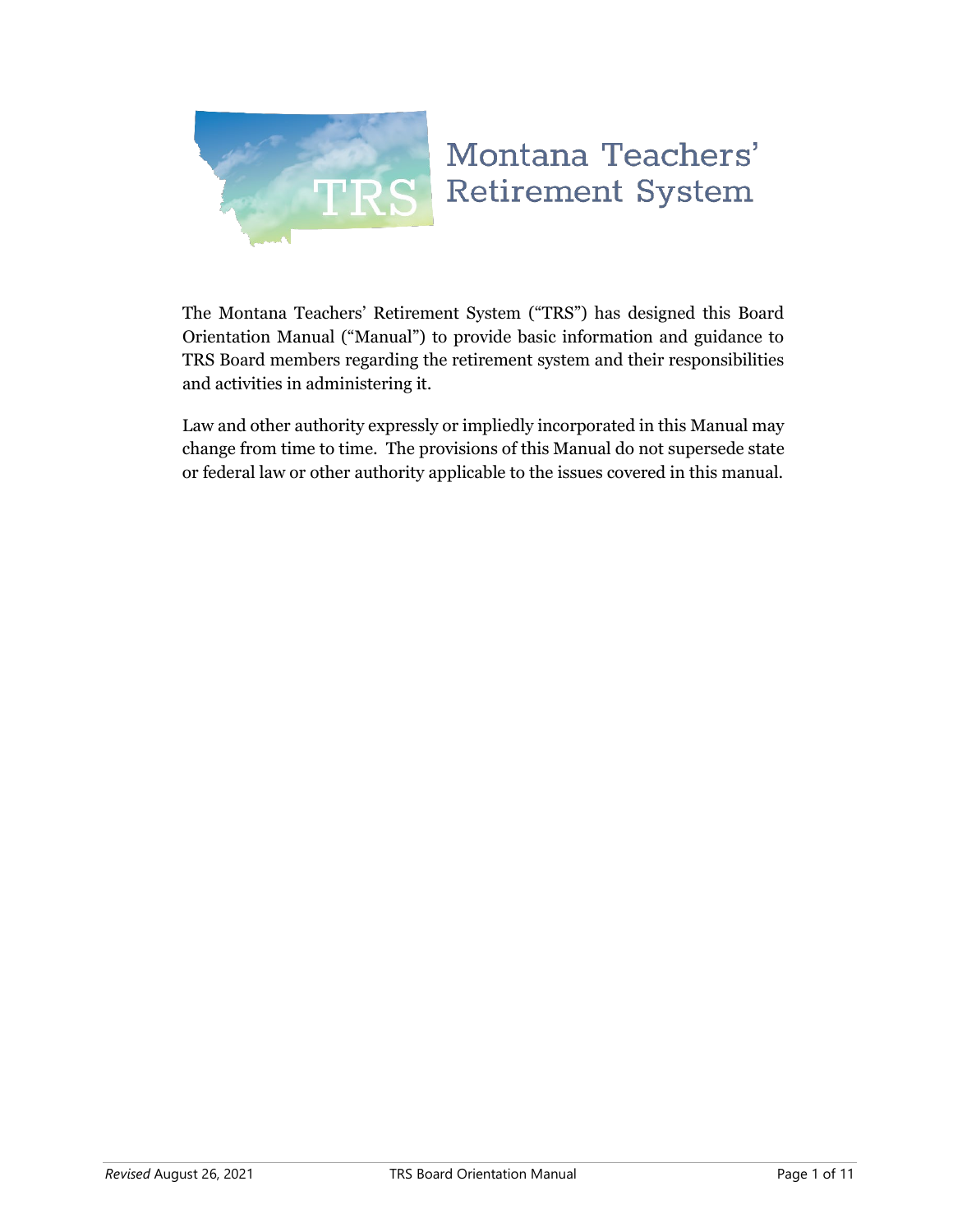# Montana Teachers' Retirement System

The Montana Teachers' Retirement System ("TRS") has designed this Board Orientation Manual ("Manual") to provide basic information and guidance to TRS Board members regarding the retirement system and their responsibilities and activities in administering it.

Law and other authority expressly or impliedly incorporated in this Manual may change from time to time. The provisions of this Manual do not supersede state or federal law or other authority applicable to the issues covered in this manual.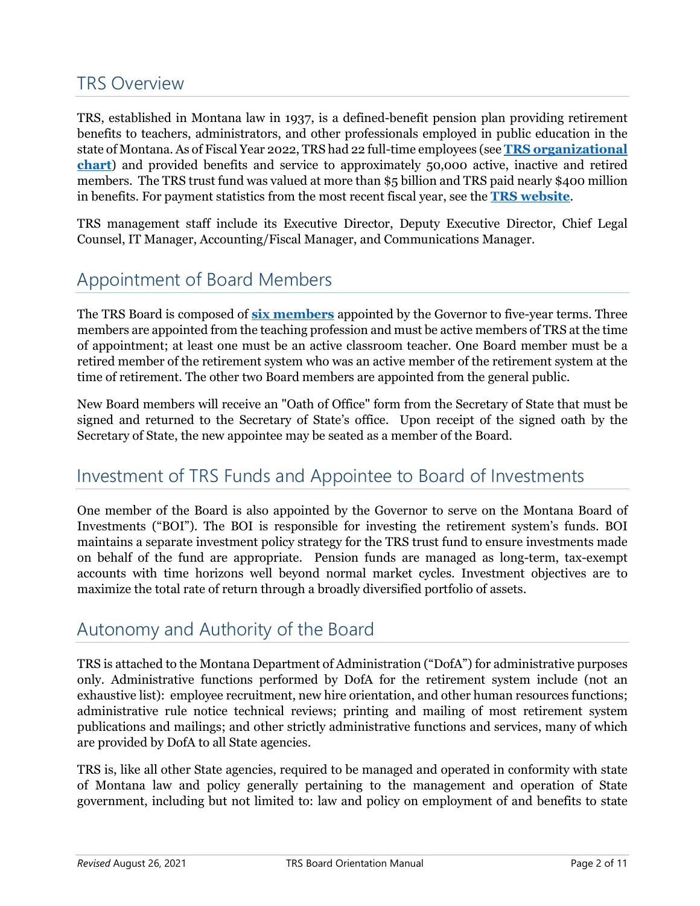## TRS Overview

TRS, established in Montana law in 1937, is a defined-benefit pension plan providing retirement benefits to teachers, administrators, and other professionals employed in public education in the state of Montana. As of Fiscal Year 2022, TRS had 22 full-time employees (see **TRS organizational chart**) and provided benefits and service to approximately 50,000 active, inactive and retired members. The TRS trust fund was valued at more than $5 billion and TRS paid nearly $400 million in benefits. For payment statistics from the most recent fiscal year, see the **TRS website**.

TRS management staff include its Executive Director, Deputy Executive Director, Chief Legal Counsel, IT Manager, Accounting/Fiscal Manager, and Communications Manager.

## Appointment of Board Members

The TRS Board is composed of **six members** appointed by the Governor to five-year terms. Three members are appointed from the teaching profession and must be active members of TRS at the time of appointment; at least one must be an active classroom teacher. One Board member must be a retired member of the retirement system who was an active member of the retirement system at the time of retirement. The other two Board members are appointed from the general public.

New Board members will receive an "Oath of Office" form from the Secretary of State that must be signed and returned to the Secretary of State's office. Upon receipt of the signed oath by the Secretary of State, the new appointee may be seated as a member of the Board.

## Investment of TRS Funds and Appointee to Board of Investments

One member of the Board is also appointed by the Governor to serve on the Montana Board of Investments ("BOI"). The BOI is responsible for investing the retirement system's funds. BOI maintains a separate investment policy strategy for the TRS trust fund to ensure investments made on behalf of the fund are appropriate. Pension funds are managed as long-term, tax-exempt accounts with time horizons well beyond normal market cycles. Investment objectives are to maximize the total rate of return through a broadly diversified portfolio of assets.

## Autonomy and Authority of the Board

TRS is attached to the Montana Department of Administration ("DofA") for administrative purposes only. Administrative functions performed by DofA for the retirement system include (not an exhaustive list): employee recruitment, new hire orientation, and other human resources functions; administrative rule notice technical reviews; printing and mailing of most retirement system publications and mailings; and other strictly administrative functions and services, many of which are provided by DofA to all State agencies.

TRS is, like all other State agencies, required to be managed and operated in conformity with state of Montana law and policy generally pertaining to the management and operation of State government, including but not limited to: law and policy on employment of and benefits to state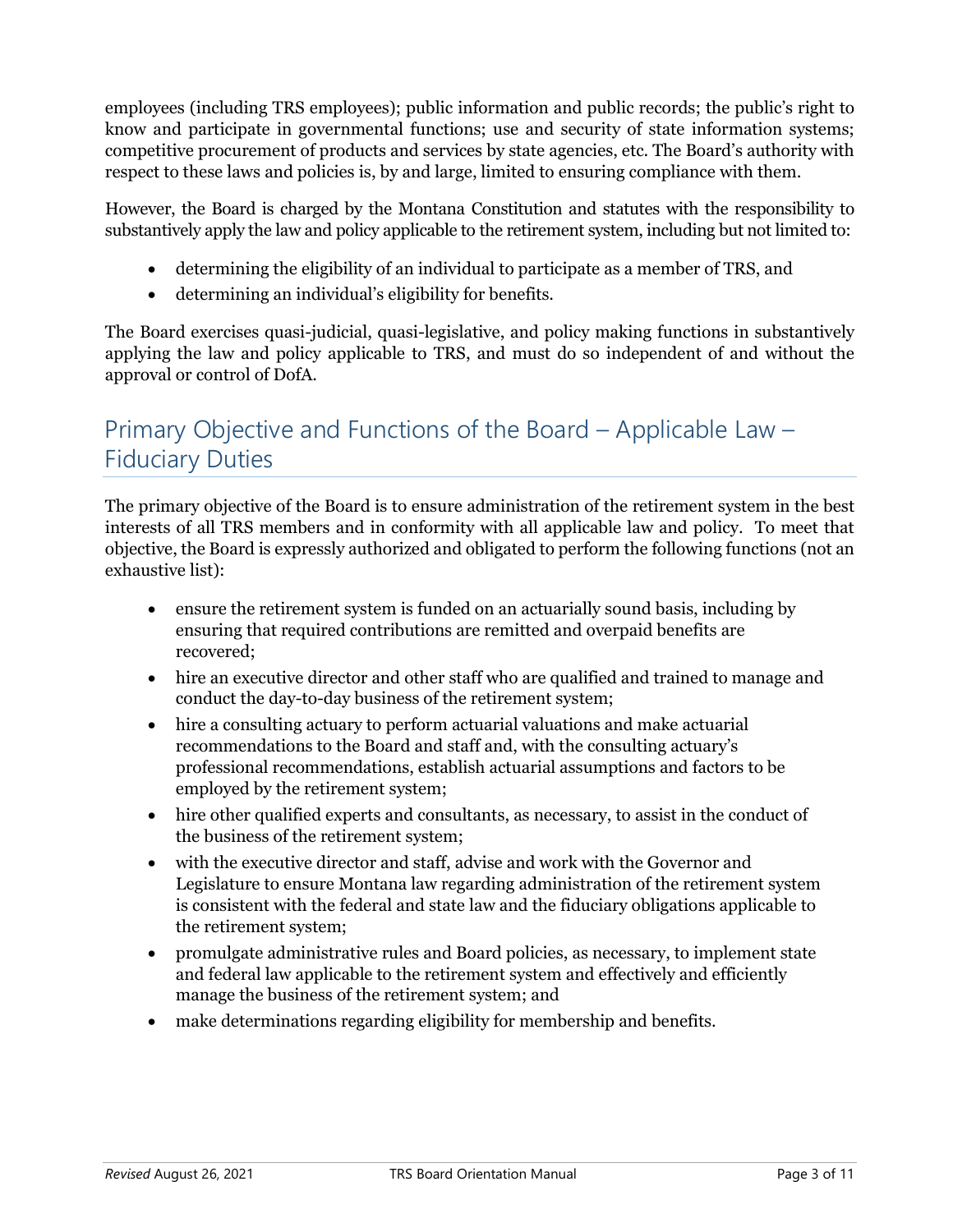employees (including TRS employees); public information and public records; the public's right to know and participate in governmental functions; use and security of state information systems; competitive procurement of products and services by state agencies, etc. The Board's authority with respect to these laws and policies is, by and large, limited to ensuring compliance with them.

However, the Board is charged by the Montana Constitution and statutes with the responsibility to substantively apply the law and policy applicable to the retirement system, including but not limited to:

- determining the eligibility of an individual to participate as a member of TRS, and
- determining an individual's eligibility for benefits.

The Board exercises quasi-judicial, quasi-legislative, and policy making functions in substantively applying the law and policy applicable to TRS, and must do so independent of and without the approval or control of DofA.

## Primary Objective and Functions of the Board – Applicable Law – Fiduciary Duties

The primary objective of the Board is to ensure administration of the retirement system in the best interests of all TRS members and in conformity with all applicable law and policy. To meet that objective, the Board is expressly authorized and obligated to perform the following functions (not an exhaustive list):

- ensure the retirement system is funded on an actuarially sound basis, including by ensuring that required contributions are remitted and overpaid benefits are recovered;
- hire an executive director and other staff who are qualified and trained to manage and conduct the day-to-day business of the retirement system;
- hire a consulting actuary to perform actuarial valuations and make actuarial recommendations to the Board and staff and, with the consulting actuary's professional recommendations, establish actuarial assumptions and factors to be employed by the retirement system;
- hire other qualified experts and consultants, as necessary, to assist in the conduct of the business of the retirement system;
- with the executive director and staff, advise and work with the Governor and Legislature to ensure Montana law regarding administration of the retirement system is consistent with the federal and state law and the fiduciary obligations applicable to the retirement system;
- promulgate administrative rules and Board policies, as necessary, to implement state and federal law applicable to the retirement system and effectively and efficiently manage the business of the retirement system; and
- make determinations regarding eligibility for membership and benefits.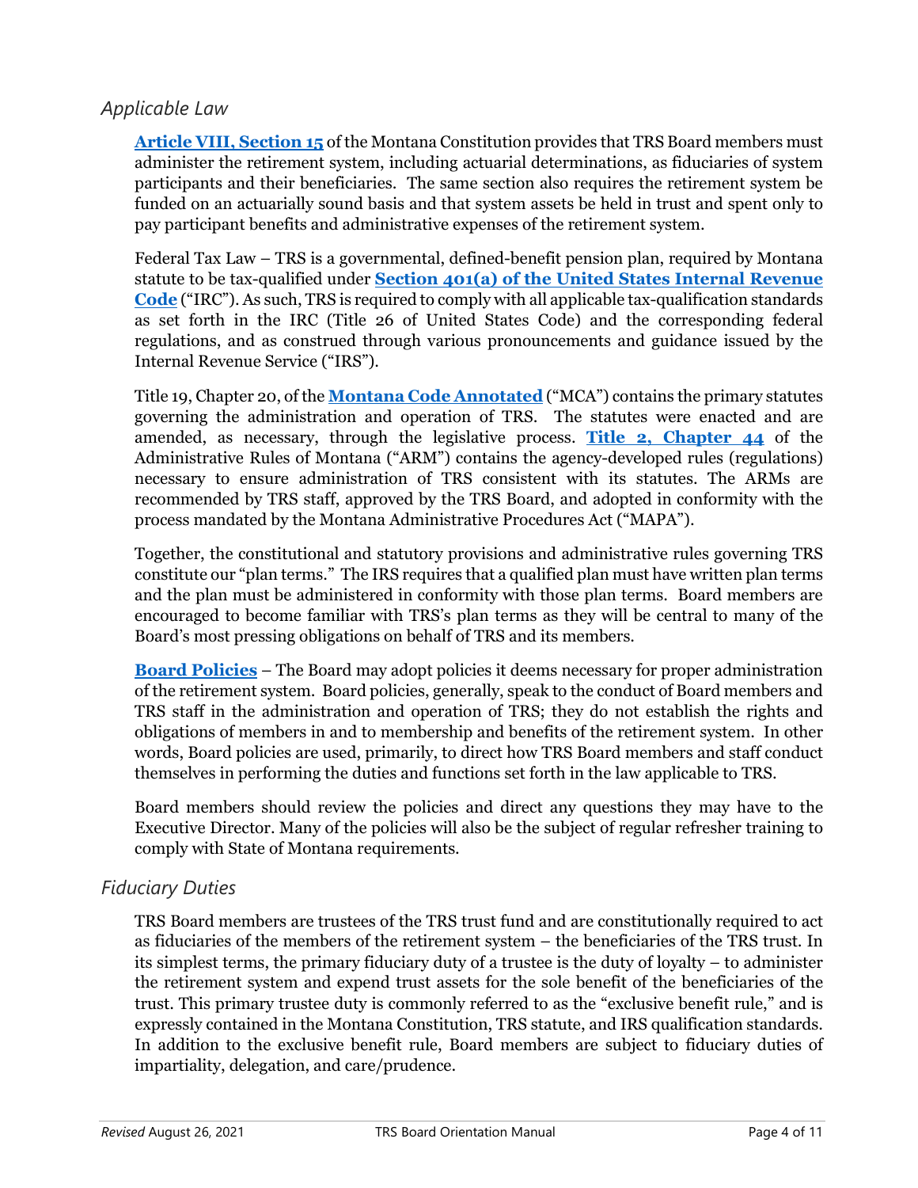## *Applicable Law*

**Article VIII, Section 15** of the Montana Constitution provides that TRS Board members must administer the retirement system, including actuarial determinations, as fiduciaries of system participants and their beneficiaries. The same section also requires the retirement system be funded on an actuarially sound basis and that system assets be held in trust and spent only to pay participant benefits and administrative expenses of the retirement system.

Federal Tax Law – TRS is a governmental, defined-benefit pension plan, required by Montana statute to be tax-qualified under **Section 401(a) of the United States Internal Revenue Code** ("IRC"). As such, TRS is required to comply with all applicable tax-qualification standards as set forth in the IRC (Title 26 of United States Code) and the corresponding federal regulations, and as construed through various pronouncements and guidance issued by the Internal Revenue Service ("IRS").

Title 19, Chapter 20, of the **Montana Code Annotated** ("MCA") contains the primary statutes governing the administration and operation of TRS. The statutes were enacted and are amended, as necessary, through the legislative process. **Title 2, Chapter 44** of the Administrative Rules of Montana ("ARM") contains the agency-developed rules (regulations) necessary to ensure administration of TRS consistent with its statutes. The ARMs are recommended by TRS staff, approved by the TRS Board, and adopted in conformity with the process mandated by the Montana Administrative Procedures Act ("MAPA").

Together, the constitutional and statutory provisions and administrative rules governing TRS constitute our "plan terms." The IRS requires that a qualified plan must have written plan terms and the plan must be administered in conformity with those plan terms. Board members are encouraged to become familiar with TRS's plan terms as they will be central to many of the Board's most pressing obligations on behalf of TRS and its members.

**Board Policies** – The Board may adopt policies it deems necessary for proper administration of the retirement system. Board policies, generally, speak to the conduct of Board members and TRS staff in the administration and operation of TRS; they do not establish the rights and obligations of members in and to membership and benefits of the retirement system. In other words, Board policies are used, primarily, to direct how TRS Board members and staff conduct themselves in performing the duties and functions set forth in the law applicable to TRS.

Board members should review the policies and direct any questions they may have to the Executive Director. Many of the policies will also be the subject of regular refresher training to comply with State of Montana requirements.

## *Fiduciary Duties*

TRS Board members are trustees of the TRS trust fund and are constitutionally required to act as fiduciaries of the members of the retirement system – the beneficiaries of the TRS trust. In its simplest terms, the primary fiduciary duty of a trustee is the duty of loyalty – to administer the retirement system and expend trust assets for the sole benefit of the beneficiaries of the trust. This primary trustee duty is commonly referred to as the "exclusive benefit rule," and is expressly contained in the Montana Constitution, TRS statute, and IRS qualification standards. In addition to the exclusive benefit rule, Board members are subject to fiduciary duties of impartiality, delegation, and care/prudence.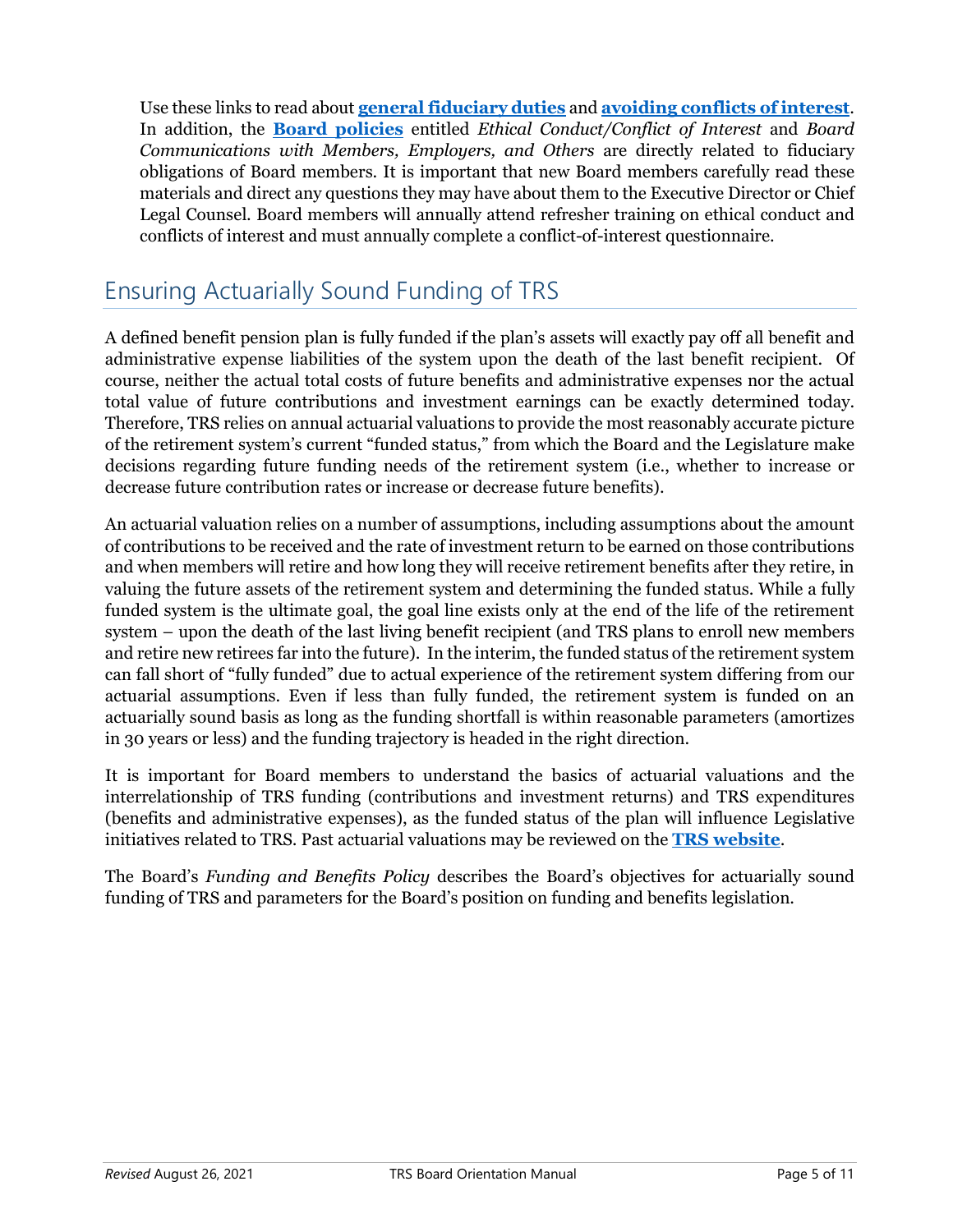Use these links to read about **general fiduciary duties** and **avoiding conflicts of interest**. In addition, the **Board policies** entitled *Ethical Conduct/Conflict of Interest* and *Board Communications with Members, Employers, and Others* are directly related to fiduciary obligations of Board members. It is important that new Board members carefully read these materials and direct any questions they may have about them to the Executive Director or Chief Legal Counsel. Board members will annually attend refresher training on ethical conduct and conflicts of interest and must annually complete a conflict-of-interest questionnaire.

## Ensuring Actuarially Sound Funding of TRS

A defined benefit pension plan is fully funded if the plan's assets will exactly pay off all benefit and administrative expense liabilities of the system upon the death of the last benefit recipient. Of course, neither the actual total costs of future benefits and administrative expenses nor the actual total value of future contributions and investment earnings can be exactly determined today. Therefore, TRS relies on annual actuarial valuations to provide the most reasonably accurate picture of the retirement system's current "funded status," from which the Board and the Legislature make decisions regarding future funding needs of the retirement system (i.e., whether to increase or decrease future contribution rates or increase or decrease future benefits).

An actuarial valuation relies on a number of assumptions, including assumptions about the amount of contributions to be received and the rate of investment return to be earned on those contributions and when members will retire and how long they will receive retirement benefits after they retire, in valuing the future assets of the retirement system and determining the funded status. While a fully funded system is the ultimate goal, the goal line exists only at the end of the life of the retirement system – upon the death of the last living benefit recipient (and TRS plans to enroll new members and retire new retirees far into the future). In the interim, the funded status of the retirement system can fall short of "fully funded" due to actual experience of the retirement system differing from our actuarial assumptions. Even if less than fully funded, the retirement system is funded on an actuarially sound basis as long as the funding shortfall is within reasonable parameters (amortizes in 30 years or less) and the funding trajectory is headed in the right direction.

It is important for Board members to understand the basics of actuarial valuations and the interrelationship of TRS funding (contributions and investment returns) and TRS expenditures (benefits and administrative expenses), as the funded status of the plan will influence Legislative initiatives related to TRS. Past actuarial valuations may be reviewed on the **TRS website**.

The Board's *Funding and Benefits Policy* describes the Board's objectives for actuarially sound funding of TRS and parameters for the Board's position on funding and benefits legislation.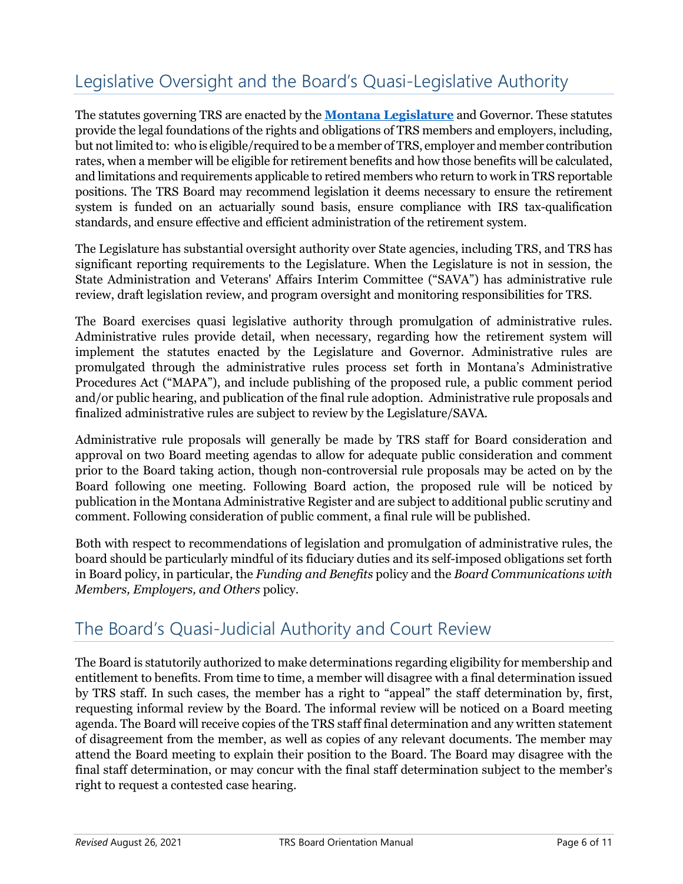## Legislative Oversight and the Board's Quasi-Legislative Authority

The statutes governing TRS are enacted by the **[Montana Legislature]** and Governor. These statutes provide the legal foundations of the rights and obligations of TRS members and employers, including, but not limited to: who is eligible/required to be a member of TRS, employer and member contribution rates, when a member will be eligible for retirement benefits and how those benefits will be calculated, and limitations and requirements applicable to retired members who return to work in TRS reportable positions. The TRS Board may recommend legislation it deems necessary to ensure the retirement system is funded on an actuarially sound basis, ensure compliance with IRS tax-qualification standards, and ensure effective and efficient administration of the retirement system.

The Legislature has substantial oversight authority over State agencies, including TRS, and TRS has significant reporting requirements to the Legislature. When the Legislature is not in session, the State Administration and Veterans' Affairs Interim Committee ("SAVA") has administrative rule review, draft legislation review, and program oversight and monitoring responsibilities for TRS.

The Board exercises quasi legislative authority through promulgation of administrative rules. Administrative rules provide detail, when necessary, regarding how the retirement system will implement the statutes enacted by the Legislature and Governor. Administrative rules are promulgated through the administrative rules process set forth in Montana's Administrative Procedures Act ("MAPA"), and include publishing of the proposed rule, a public comment period and/or public hearing, and publication of the final rule adoption. Administrative rule proposals and finalized administrative rules are subject to review by the Legislature/SAVA.

Administrative rule proposals will generally be made by TRS staff for Board consideration and approval on two Board meeting agendas to allow for adequate public consideration and comment prior to the Board taking action, though non-controversial rule proposals may be acted on by the Board following one meeting. Following Board action, the proposed rule will be noticed by publication in the Montana Administrative Register and are subject to additional public scrutiny and comment. Following consideration of public comment, a final rule will be published.

Both with respect to recommendations of legislation and promulgation of administrative rules, the board should be particularly mindful of its fiduciary duties and its self-imposed obligations set forth in Board policy, in particular, the *Funding and Benefits* policy and the *Board Communications with Members, Employers, and Others* policy.

## The Board's Quasi-Judicial Authority and Court Review

The Board is statutorily authorized to make determinations regarding eligibility for membership and entitlement to benefits. From time to time, a member will disagree with a final determination issued by TRS staff. In such cases, the member has a right to "appeal" the staff determination by, first, requesting informal review by the Board. The informal review will be noticed on a Board meeting agenda. The Board will receive copies of the TRS staff final determination and any written statement of disagreement from the member, as well as copies of any relevant documents. The member may attend the Board meeting to explain their position to the Board. The Board may disagree with the final staff determination, or may concur with the final staff determination subject to the member's right to request a contested case hearing.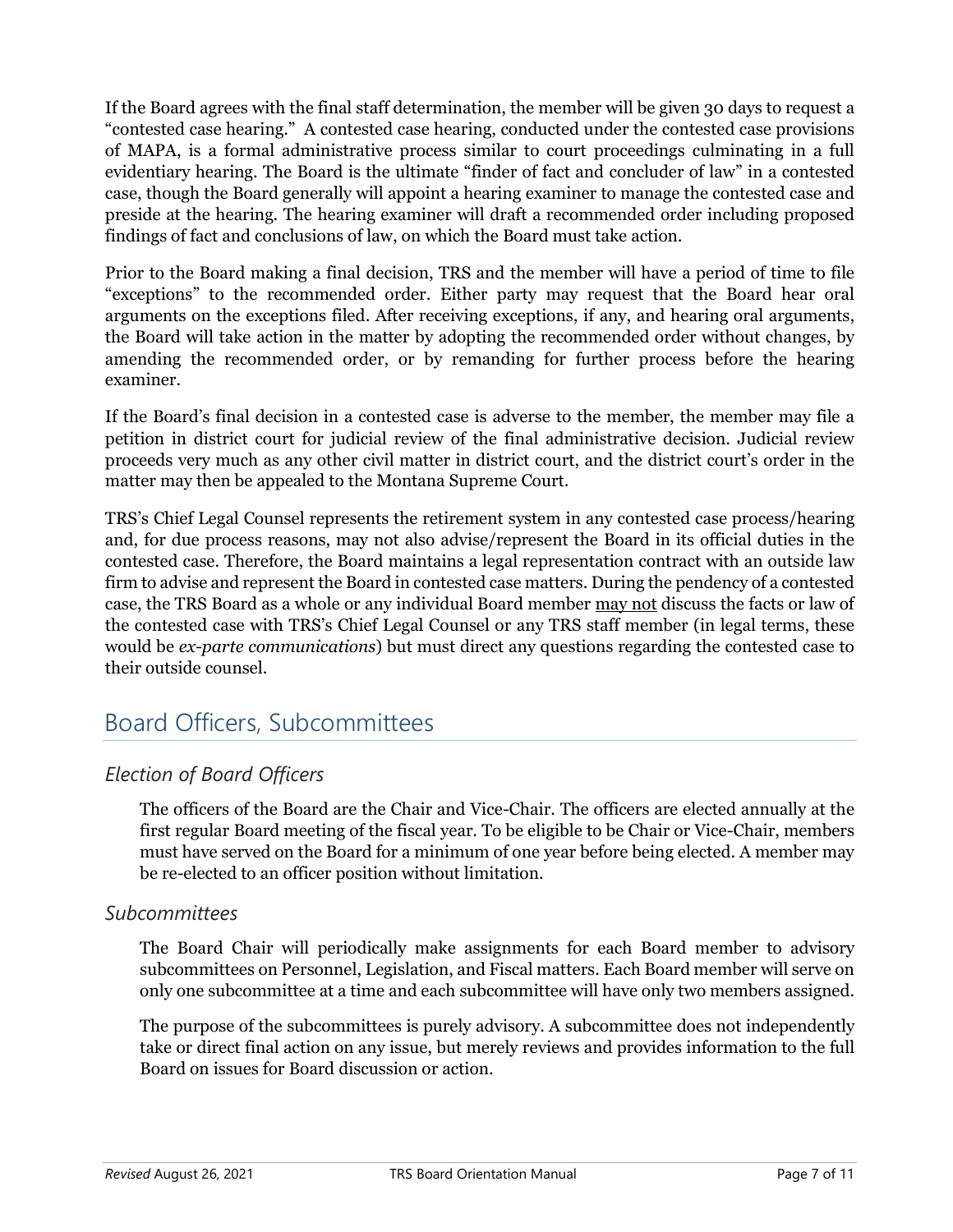If the Board agrees with the final staff determination, the member will be given 30 days to request a "contested case hearing." A contested case hearing, conducted under the contested case provisions of MAPA, is a formal administrative process similar to court proceedings culminating in a full evidentiary hearing. The Board is the ultimate "finder of fact and concluder of law" in a contested case, though the Board generally will appoint a hearing examiner to manage the contested case and preside at the hearing. The hearing examiner will draft a recommended order including proposed findings of fact and conclusions of law, on which the Board must take action.

Prior to the Board making a final decision, TRS and the member will have a period of time to file "exceptions" to the recommended order. Either party may request that the Board hear oral arguments on the exceptions filed. After receiving exceptions, if any, and hearing oral arguments, the Board will take action in the matter by adopting the recommended order without changes, by amending the recommended order, or by remanding for further process before the hearing examiner.

If the Board's final decision in a contested case is adverse to the member, the member may file a petition in district court for judicial review of the final administrative decision. Judicial review proceeds very much as any other civil matter in district court, and the district court's order in the matter may then be appealed to the Montana Supreme Court.

TRS's Chief Legal Counsel represents the retirement system in any contested case process/hearing and, for due process reasons, may not also advise/represent the Board in its official duties in the contested case. Therefore, the Board maintains a legal representation contract with an outside law firm to advise and represent the Board in contested case matters. During the pendency of a contested case, the TRS Board as a whole or any individual Board member <u>may not</u> discuss the facts or law of the contested case with TRS's Chief Legal Counsel or any TRS staff member (in legal terms, these would be *ex-parte communications*) but must direct any questions regarding the contested case to their outside counsel.

## Board Officers, Subcommittees

### *Election of Board Officers*

The officers of the Board are the Chair and Vice-Chair. The officers are elected annually at the first regular Board meeting of the fiscal year. To be eligible to be Chair or Vice-Chair, members must have served on the Board for a minimum of one year before being elected. A member may be re-elected to an officer position without limitation.

### *Subcommittees*

The Board Chair will periodically make assignments for each Board member to advisory subcommittees on Personnel, Legislation, and Fiscal matters. Each Board member will serve on only one subcommittee at a time and each subcommittee will have only two members assigned.

The purpose of the subcommittees is purely advisory. A subcommittee does not independently take or direct final action on any issue, but merely reviews and provides information to the full Board on issues for Board discussion or action.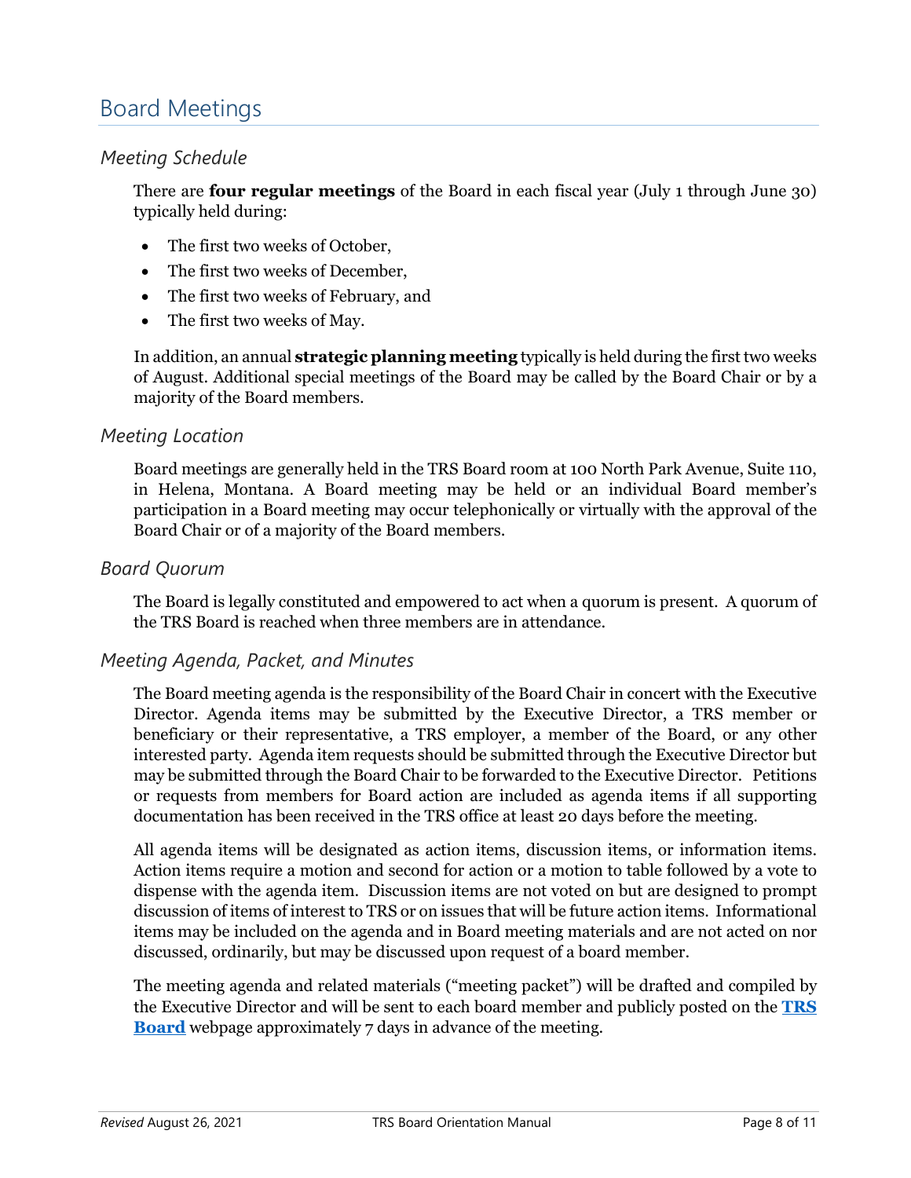## Board Meetings

### *Meeting Schedule*

There are **four regular meetings** of the Board in each fiscal year (July 1 through June 30) typically held during:

- The first two weeks of October,
- The first two weeks of December,
- The first two weeks of February, and
- The first two weeks of May.

In addition, an annual **strategic planning meeting** typically is held during the first two weeks of August. Additional special meetings of the Board may be called by the Board Chair or by a majority of the Board members.

### *Meeting Location*

Board meetings are generally held in the TRS Board room at 100 North Park Avenue, Suite 110, in Helena, Montana. A Board meeting may be held or an individual Board member's participation in a Board meeting may occur telephonically or virtually with the approval of the Board Chair or of a majority of the Board members.

### *Board Quorum*

The Board is legally constituted and empowered to act when a quorum is present. A quorum of the TRS Board is reached when three members are in attendance.

### *Meeting Agenda, Packet, and Minutes*

The Board meeting agenda is the responsibility of the Board Chair in concert with the Executive Director. Agenda items may be submitted by the Executive Director, a TRS member or beneficiary or their representative, a TRS employer, a member of the Board, or any other interested party. Agenda item requests should be submitted through the Executive Director but may be submitted through the Board Chair to be forwarded to the Executive Director. Petitions or requests from members for Board action are included as agenda items if all supporting documentation has been received in the TRS office at least 20 days before the meeting.

All agenda items will be designated as action items, discussion items, or information items. Action items require a motion and second for action or a motion to table followed by a vote to dispense with the agenda item. Discussion items are not voted on but are designed to prompt discussion of items of interest to TRS or on issues that will be future action items. Informational items may be included on the agenda and in Board meeting materials and are not acted on nor discussed, ordinarily, but may be discussed upon request of a board member.

The meeting agenda and related materials ("meeting packet") will be drafted and compiled by the Executive Director and will be sent to each board member and publicly posted on the **TRS Board** webpage approximately 7 days in advance of the meeting.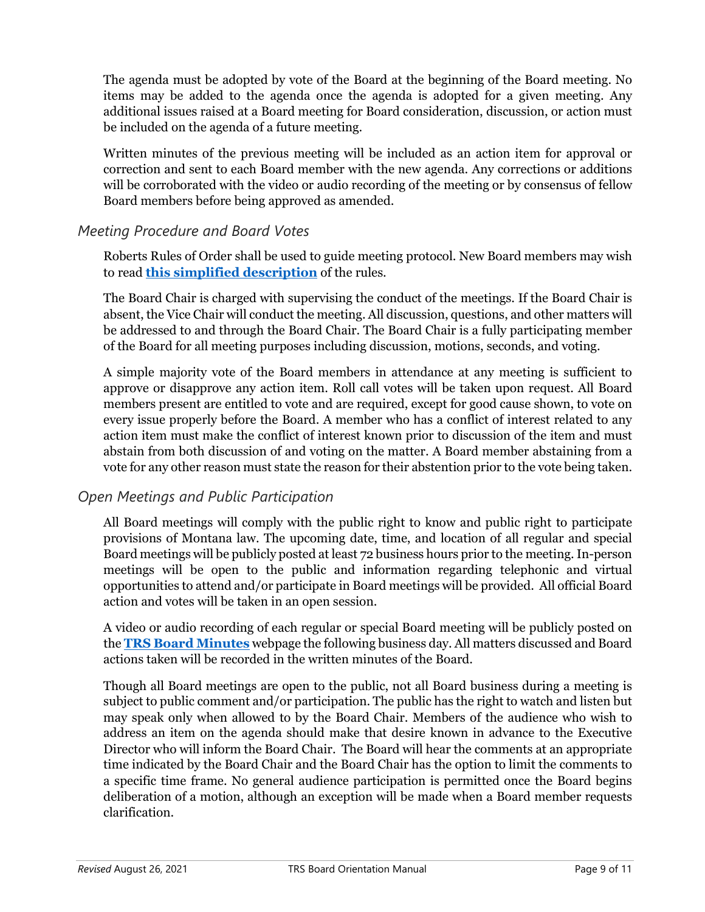The agenda must be adopted by vote of the Board at the beginning of the Board meeting. No items may be added to the agenda once the agenda is adopted for a given meeting. Any additional issues raised at a Board meeting for Board consideration, discussion, or action must be included on the agenda of a future meeting.

Written minutes of the previous meeting will be included as an action item for approval or correction and sent to each Board member with the new agenda. Any corrections or additions will be corroborated with the video or audio recording of the meeting or by consensus of fellow Board members before being approved as amended.

### *Meeting Procedure and Board Votes*

Roberts Rules of Order shall be used to guide meeting protocol. New Board members may wish to read **this simplified description** of the rules.

The Board Chair is charged with supervising the conduct of the meetings. If the Board Chair is absent, the Vice Chair will conduct the meeting. All discussion, questions, and other matters will be addressed to and through the Board Chair. The Board Chair is a fully participating member of the Board for all meeting purposes including discussion, motions, seconds, and voting.

A simple majority vote of the Board members in attendance at any meeting is sufficient to approve or disapprove any action item. Roll call votes will be taken upon request. All Board members present are entitled to vote and are required, except for good cause shown, to vote on every issue properly before the Board. A member who has a conflict of interest related to any action item must make the conflict of interest known prior to discussion of the item and must abstain from both discussion of and voting on the matter. A Board member abstaining from a vote for any other reason must state the reason for their abstention prior to the vote being taken.

### *Open Meetings and Public Participation*

All Board meetings will comply with the public right to know and public right to participate provisions of Montana law. The upcoming date, time, and location of all regular and special Board meetings will be publicly posted at least 72 business hours prior to the meeting. In-person meetings will be open to the public and information regarding telephonic and virtual opportunities to attend and/or participate in Board meetings will be provided. All official Board action and votes will be taken in an open session.

A video or audio recording of each regular or special Board meeting will be publicly posted on the **TRS Board Minutes** webpage the following business day. All matters discussed and Board actions taken will be recorded in the written minutes of the Board.

Though all Board meetings are open to the public, not all Board business during a meeting is subject to public comment and/or participation. The public has the right to watch and listen but may speak only when allowed to by the Board Chair. Members of the audience who wish to address an item on the agenda should make that desire known in advance to the Executive Director who will inform the Board Chair. The Board will hear the comments at an appropriate time indicated by the Board Chair and the Board Chair has the option to limit the comments to a specific time frame. No general audience participation is permitted once the Board begins deliberation of a motion, although an exception will be made when a Board member requests clarification.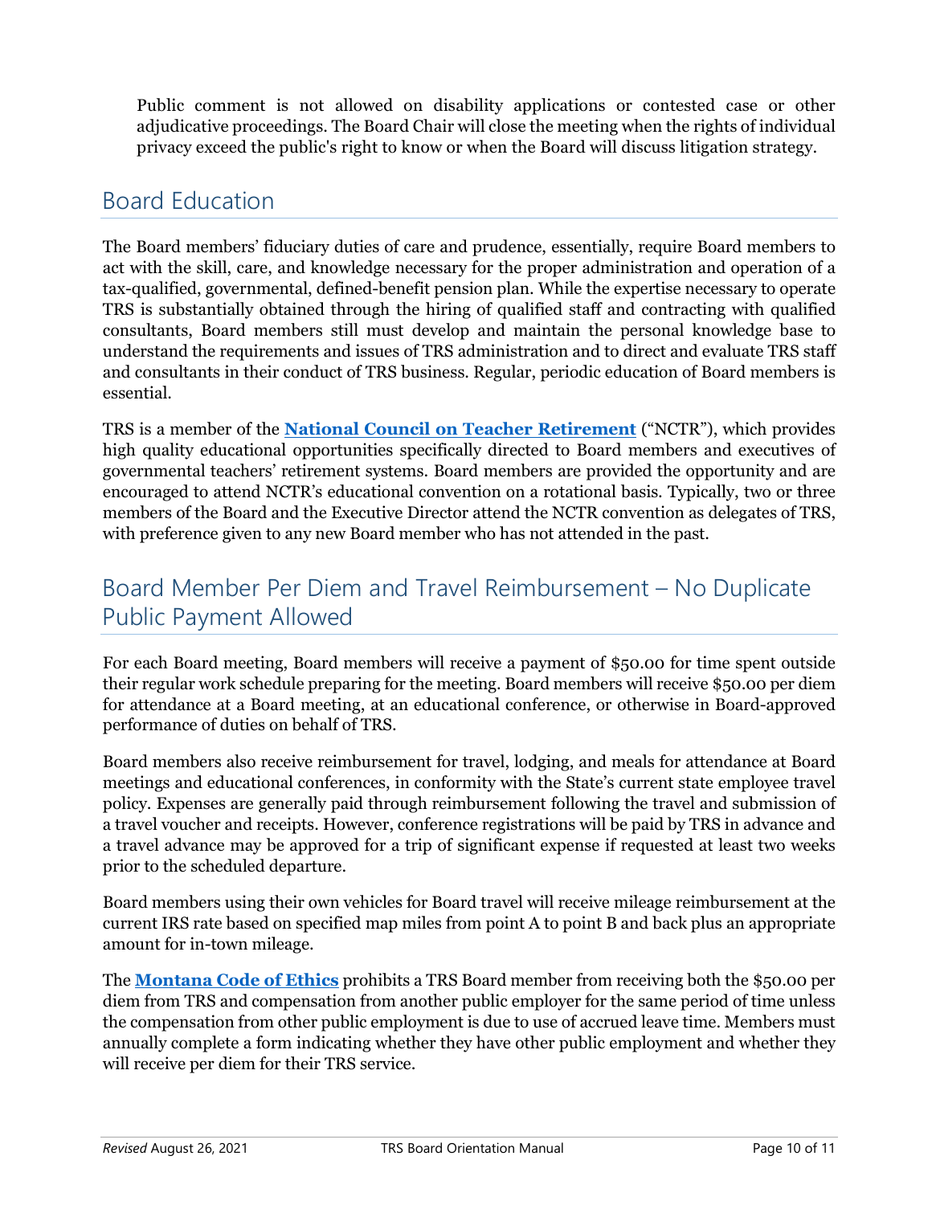Public comment is not allowed on disability applications or contested case or other adjudicative proceedings. The Board Chair will close the meeting when the rights of individual privacy exceed the public's right to know or when the Board will discuss litigation strategy.

## Board Education

The Board members' fiduciary duties of care and prudence, essentially, require Board members to act with the skill, care, and knowledge necessary for the proper administration and operation of a tax-qualified, governmental, defined-benefit pension plan. While the expertise necessary to operate TRS is substantially obtained through the hiring of qualified staff and contracting with qualified consultants, Board members still must develop and maintain the personal knowledge base to understand the requirements and issues of TRS administration and to direct and evaluate TRS staff and consultants in their conduct of TRS business. Regular, periodic education of Board members is essential.

TRS is a member of the **National Council on Teacher Retirement** ("NCTR"), which provides high quality educational opportunities specifically directed to Board members and executives of governmental teachers' retirement systems. Board members are provided the opportunity and are encouraged to attend NCTR's educational convention on a rotational basis. Typically, two or three members of the Board and the Executive Director attend the NCTR convention as delegates of TRS, with preference given to any new Board member who has not attended in the past.

## Board Member Per Diem and Travel Reimbursement – No Duplicate Public Payment Allowed

For each Board meeting, Board members will receive a payment of $50.00 for time spent outside their regular work schedule preparing for the meeting. Board members will receive $50.00 per diem for attendance at a Board meeting, at an educational conference, or otherwise in Board-approved performance of duties on behalf of TRS.

Board members also receive reimbursement for travel, lodging, and meals for attendance at Board meetings and educational conferences, in conformity with the State's current state employee travel policy. Expenses are generally paid through reimbursement following the travel and submission of a travel voucher and receipts. However, conference registrations will be paid by TRS in advance and a travel advance may be approved for a trip of significant expense if requested at least two weeks prior to the scheduled departure.

Board members using their own vehicles for Board travel will receive mileage reimbursement at the current IRS rate based on specified map miles from point A to point B and back plus an appropriate amount for in-town mileage.

The **Montana Code of Ethics** prohibits a TRS Board member from receiving both the $50.00 per diem from TRS and compensation from another public employer for the same period of time unless the compensation from other public employment is due to use of accrued leave time. Members must annually complete a form indicating whether they have other public employment and whether they will receive per diem for their TRS service.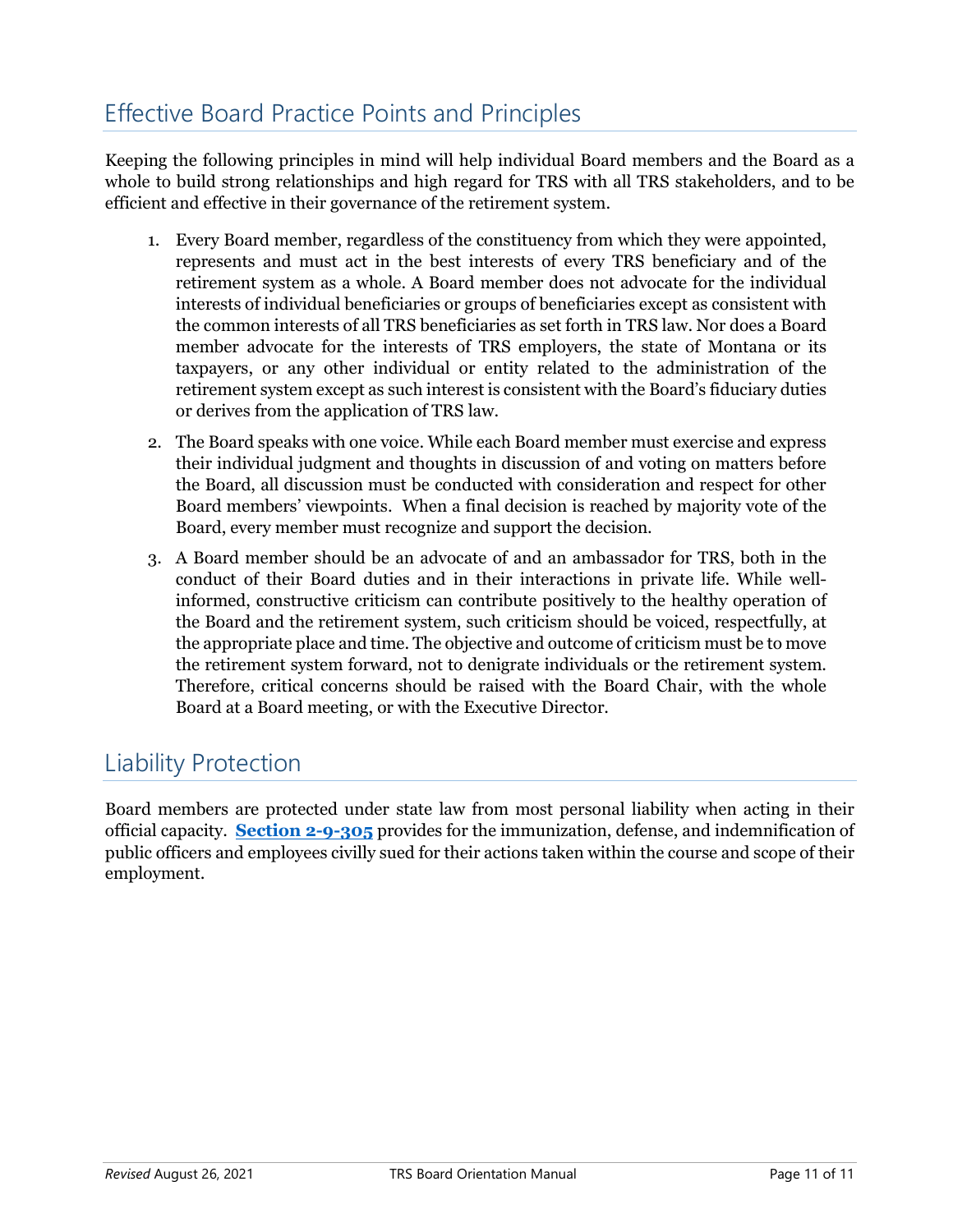## Effective Board Practice Points and Principles

Keeping the following principles in mind will help individual Board members and the Board as a whole to build strong relationships and high regard for TRS with all TRS stakeholders, and to be efficient and effective in their governance of the retirement system.

1. Every Board member, regardless of the constituency from which they were appointed, represents and must act in the best interests of every TRS beneficiary and of the retirement system as a whole. A Board member does not advocate for the individual interests of individual beneficiaries or groups of beneficiaries except as consistent with the common interests of all TRS beneficiaries as set forth in TRS law. Nor does a Board member advocate for the interests of TRS employers, the state of Montana or its taxpayers, or any other individual or entity related to the administration of the retirement system except as such interest is consistent with the Board's fiduciary duties or derives from the application of TRS law.
2. The Board speaks with one voice. While each Board member must exercise and express their individual judgment and thoughts in discussion of and voting on matters before the Board, all discussion must be conducted with consideration and respect for other Board members' viewpoints. When a final decision is reached by majority vote of the Board, every member must recognize and support the decision.
3. A Board member should be an advocate of and an ambassador for TRS, both in the conduct of their Board duties and in their interactions in private life. While well-informed, constructive criticism can contribute positively to the healthy operation of the Board and the retirement system, such criticism should be voiced, respectfully, at the appropriate place and time. The objective and outcome of criticism must be to move the retirement system forward, not to denigrate individuals or the retirement system. Therefore, critical concerns should be raised with the Board Chair, with the whole Board at a Board meeting, or with the Executive Director.

## Liability Protection

Board members are protected under state law from most personal liability when acting in their official capacity. **Section 2-9-305** provides for the immunization, defense, and indemnification of public officers and employees civilly sued for their actions taken within the course and scope of their employment.